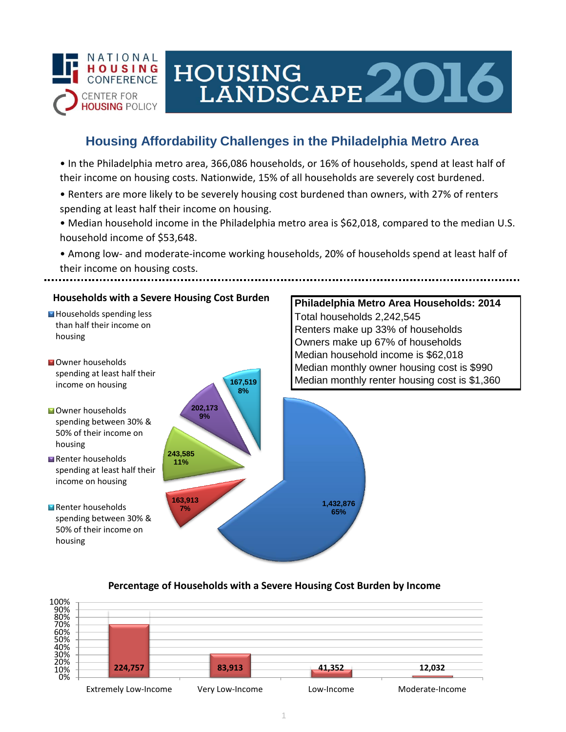NATIONAL HOUSING CONFERENCE

CENTER FOR HOUSING POLICY

# HOUSING LANDSCAPE 2016

## Housing Affordability Challenges in the Philadelphia Metro Area

- In the Philadelphia metro area, 366,086 households, or 16% of households, spend at least half of their income on housing costs. Nationwide, 15% of all households are severely cost burdened.
- Renters are more likely to be severely housing cost burdened than owners, with 27% of renters spending at least half their income on housing.
- Median household income in the Philadelphia metro area is $62,018, compared to the median U.S. household income of $53,648.
- Among low- and moderate-income working households, 20% of households spend at least half of their income on housing costs.

### Households with a Severe Housing Cost Burden

| Category | Households | Percent |
|---|---|---|
| Households spending less than half their income on housing | 1,432,876 | 65% |
| Owner households spending at least half their income on housing | 163,913 | 7% |
| Owner households spending between 30% & 50% of their income on housing | 243,585 | 11% |
| Renter households spending at least half their income on housing | 202,173 | 9% |
| Renter households spending between 30% & 50% of their income on housing | 167,519 | 8% |

**Philadelphia Metro Area Households: 2014**

Total households 2,242,545
Renters make up 33% of households
Owners make up 67% of households
Median household income is $62,018
Median monthly owner housing cost is $990
Median monthly renter housing cost is $1,360

### Percentage of Households with a Severe Housing Cost Burden by Income

| Income Category | Households |
|---|---|
| Extremely Low-Income | 224,757 |
| Very Low-Income | 83,913 |
| Low-Income | 41,352 |
| Moderate-Income | 12,032 |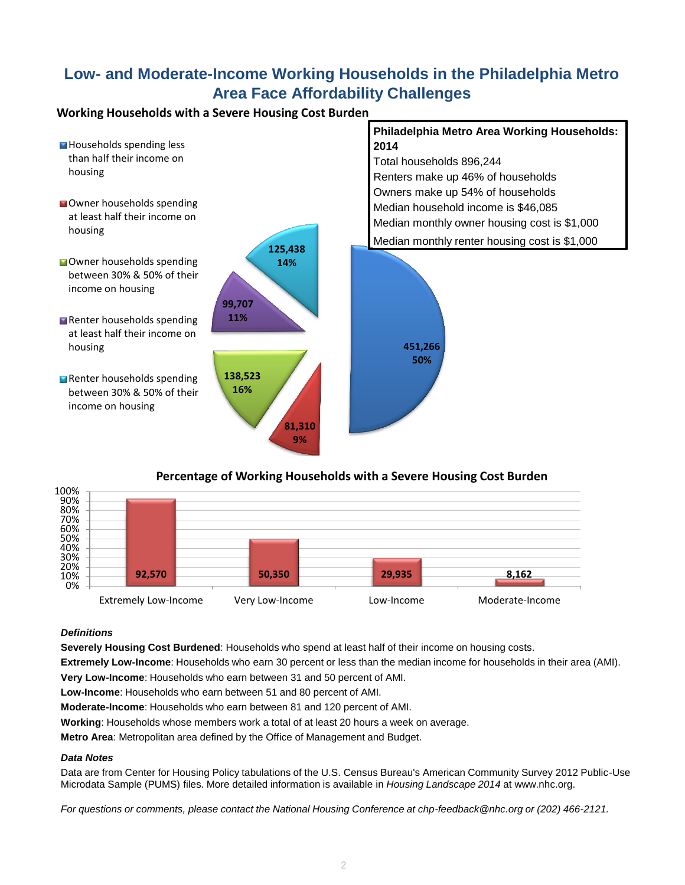# Low- and Moderate-Income Working Households in the Philadelphia Metro Area Face Affordability Challenges

## Working Households with a Severe Housing Cost Burden

Households spending less than half their income on housing

Owner households spending at least half their income on housing

Owner households spending between 30% & 50% of their income on housing

Renter households spending at least half their income on housing

Renter households spending between 30% & 50% of their income on housing

125,438
14%

99,707
11%

138,523
16%

81,310
9%

451,266
50%

**Philadelphia Metro Area Working Households: 2014**

Total households 896,244

Renters make up 46% of households

Owners make up 54% of households

Median household income is $46,085

Median monthly owner housing cost is $1,000

Median monthly renter housing cost is $1,000

## Percentage of Working Households with a Severe Housing Cost Burden

100%
90%
80%
70%
60%
50%
40%
30%
20%
10%
0%

92,570
50,350
29,935
8,162

Extremely Low-Income
Very Low-Income
Low-Income
Moderate-Income

***Definitions***

**Severely Housing Cost Burdened**: Households who spend at least half of their income on housing costs.

**Extremely Low-Income**: Households who earn 30 percent or less than the median income for households in their area (AMI).

**Very Low-Income**: Households who earn between 31 and 50 percent of AMI.

**Low-Income**: Households who earn between 51 and 80 percent of AMI.

**Moderate-Income**: Households who earn between 81 and 120 percent of AMI.

**Working**: Households whose members work a total of at least 20 hours a week on average.

**Metro Area**: Metropolitan area defined by the Office of Management and Budget.

***Data Notes***

Data are from Center for Housing Policy tabulations of the U.S. Census Bureau's American Community Survey 2012 Public-Use Microdata Sample (PUMS) files. More detailed information is available in *Housing Landscape 2014* at www.nhc.org.

*For questions or comments, please contact the National Housing Conference at chp-feedback@nhc.org or (202) 466-2121.*